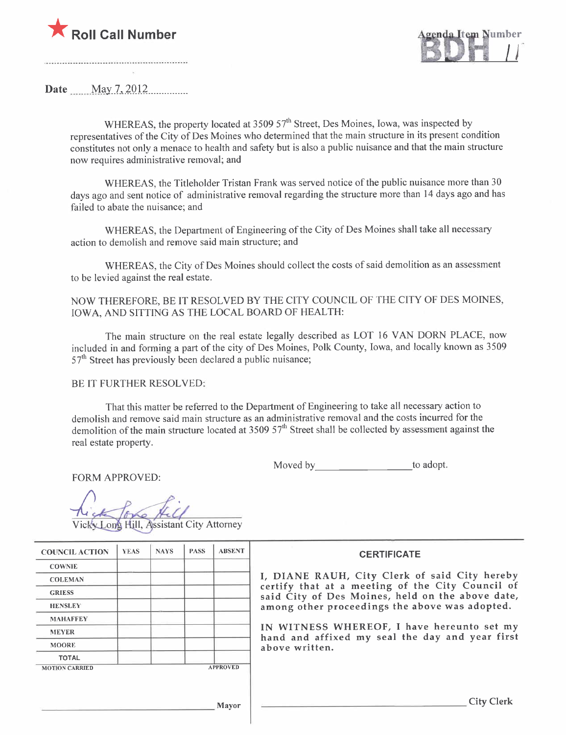★ **Roll Call Number**

..............................................................

Agenda Item Number

**BDH 11**

**Date** May 7, 2012

WHEREAS, the property located at 3509 57th Street, Des Moines, Iowa, was inspected by representatives of the City of Des Moines who determined that the main structure in its present condition constitutes not only a menace to health and safety but is also a public nuisance and that the main structure now requires administrative removal; and

WHEREAS, the Titleholder Tristan Frank was served notice of the public nuisance more than 30 days ago and sent notice of administrative removal regarding the structure more than 14 days ago and has failed to abate the nuisance; and

WHEREAS, the Department of Engineering of the City of Des Moines shall take all necessary action to demolish and remove said main structure; and

WHEREAS, the City of Des Moines should collect the costs of said demolition as an assessment to be levied against the real estate.

NOW THEREFORE, BE IT RESOLVED BY THE CITY COUNCIL OF THE CITY OF DES MOINES, IOWA, AND SITTING AS THE LOCAL BOARD OF HEALTH:

The main structure on the real estate legally described as LOT 16 VAN DORN PLACE, now included in and forming a part of the city of Des Moines, Polk County, Iowa, and locally known as 3509 57th Street has previously been declared a public nuisance;

BE IT FURTHER RESOLVED:

That this matter be referred to the Department of Engineering to take all necessary action to demolish and remove said main structure as an administrative removal and the costs incurred for the demolition of the main structure located at 3509 57th Street shall be collected by assessment against the real estate property.

Moved by ________________ to adopt.

FORM APPROVED:

Vicky Long Hill, Assistant City Attorney

| COUNCIL ACTION | YEAS | NAYS | PASS | ABSENT |
|---|---|---|---|---|
| COWNIE | | | | |
| COLEMAN | | | | |
| GRIESS | | | | |
| HENSLEY | | | | |
| MAHAFFEY | | | | |
| MEYER | | | | |
| MOORE | | | | |
| TOTAL | | | | |
| MOTION CARRIED | | | | APPROVED |

________________________________ Mayor

**CERTIFICATE**

I, DIANE RAUH, City Clerk of said City hereby certify that at a meeting of the City Council of said City of Des Moines, held on the above date, among other proceedings the above was adopted.

IN WITNESS WHEREOF, I have hereunto set my hand and affixed my seal the day and year first above written.

________________________________ City Clerk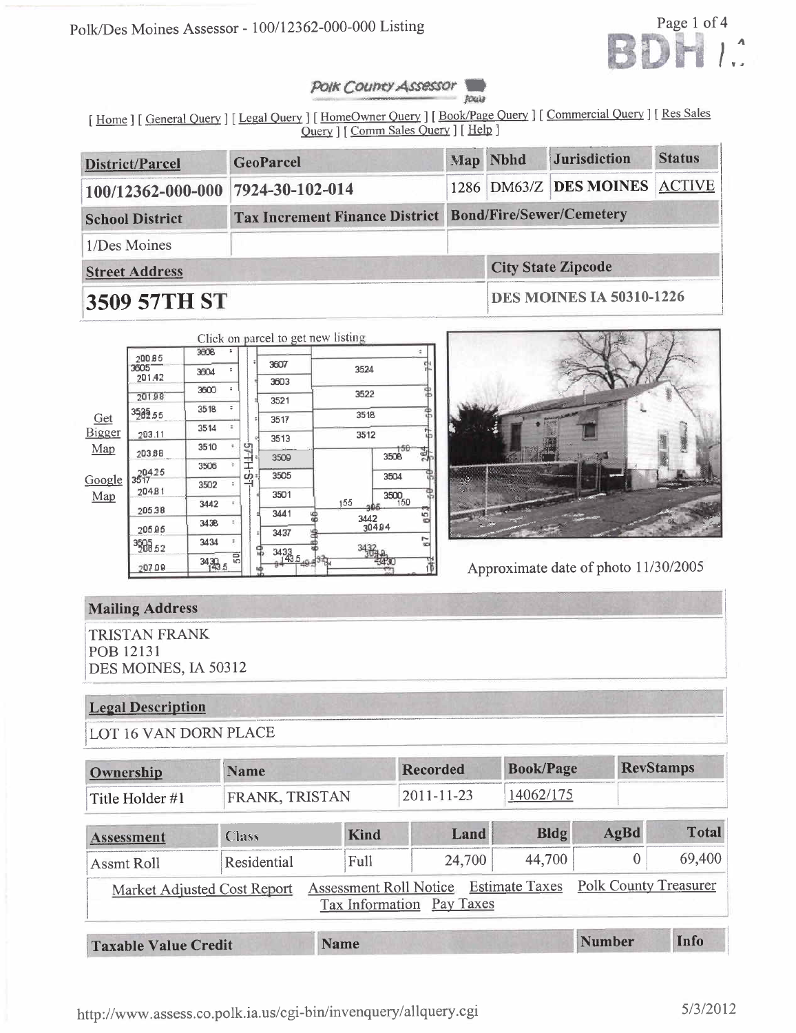Polk/Des Moines Assessor - 100/12362-000-000 Listing

*Polk County Assessor*

[ Home ] [ General Query ] [ Legal Query ] [ HomeOwner Query ] [ Book/Page Query ] [ Commercial Query ] [ Res Sales Query ] [ Comm Sales Query ] [ Help ]

| District/Parcel | GeoParcel | Map | Nbhd | Jurisdiction | Status |
|---|---|---|---|---|---|
| 100/12362-000-000 | 7924-30-102-014 | 1286 | DM63/Z | DES MOINES | ACTIVE |

| School District | Tax Increment Finance District | Bond/Fire/Sewer/Cemetery |
|---|---|---|
| 1/Des Moines | | |

| Street Address | City State Zipcode |
|---|---|
| **3509 57TH ST** | DES MOINES IA 50310-1226 |

Click on parcel to get new listing

Get Bigger Map

Google Map

Approximate date of photo 11/30/2005

## Mailing Address

TRISTAN FRANK
POB 12131
DES MOINES, IA 50312

## Legal Description

LOT 16 VAN DORN PLACE

| Ownership | Name | Recorded | Book/Page | RevStamps |
|---|---|---|---|---|
| Title Holder #1 | FRANK, TRISTAN | 2011-11-23 | 14062/175 | |

| Assessment | Class | Kind | Land | Bldg | AgBd | Total |
|---|---|---|---|---|---|---|
| Assmt Roll | Residential | Full | 24,700 | 44,700 | 0 | 69,400 |

Market Adjusted Cost Report Assessment Roll Notice Estimate Taxes Polk County Treasurer Tax Information Pay Taxes

| Taxable Value Credit | Name | Number | Info |
|---|---|---|---|

http://www.assess.co.polk.ia.us/cgi-bin/invenquery/allquery.cgi 5/3/2012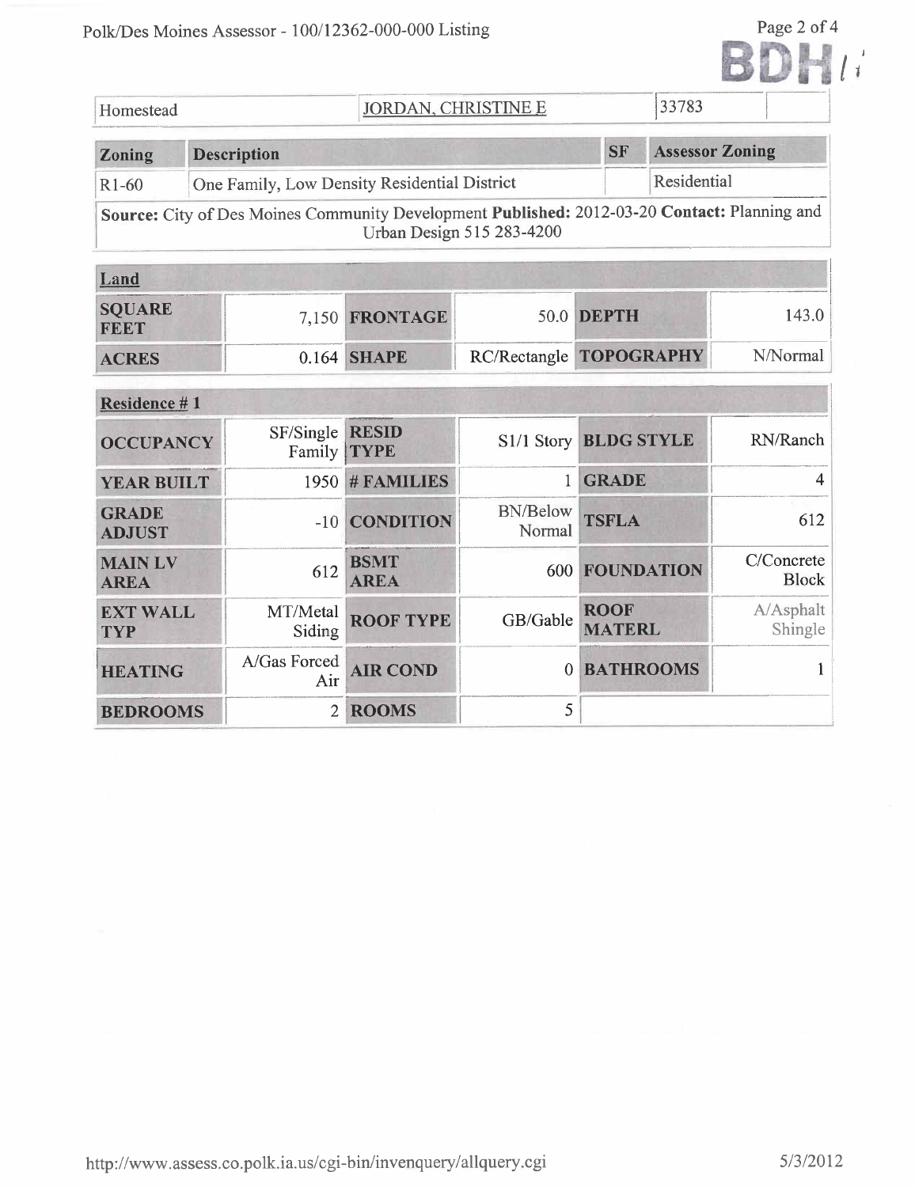| Homestead | JORDAN, CHRISTINE E | 33783 | |
|---|---|---|---|

| Zoning | Description | SF | Assessor Zoning |
|---|---|---|---|
| R1-60 | One Family, Low Density Residential District | | Residential |
| **Source:** City of Des Moines Community Development **Published:** 2012-03-20 **Contact:** Planning and Urban Design 515 283-4200 | | | |

| Land | | | | | |
|---|---|---|---|---|---|
| SQUARE FEET | 7,150 | FRONTAGE | 50.0 | DEPTH | 143.0 |
| ACRES | 0.164 | SHAPE | RC/Rectangle | TOPOGRAPHY | N/Normal |

| Residence # 1 | | | | | |
|---|---|---|---|---|---|
| OCCUPANCY | SF/Single Family | RESID TYPE | S1/1 Story | BLDG STYLE | RN/Ranch |
| YEAR BUILT | 1950 | # FAMILIES | 1 | GRADE | 4 |
| GRADE ADJUST | -10 | CONDITION | BN/Below Normal | TSFLA | 612 |
| MAIN LV AREA | 612 | BSMT AREA | 600 | FOUNDATION | C/Concrete Block |
| EXT WALL TYP | MT/Metal Siding | ROOF TYPE | GB/Gable | ROOF MATERL | A/Asphalt Shingle |
| HEATING | A/Gas Forced Air | AIR COND | 0 | BATHROOMS | 1 |
| BEDROOMS | 2 | ROOMS | 5 | | |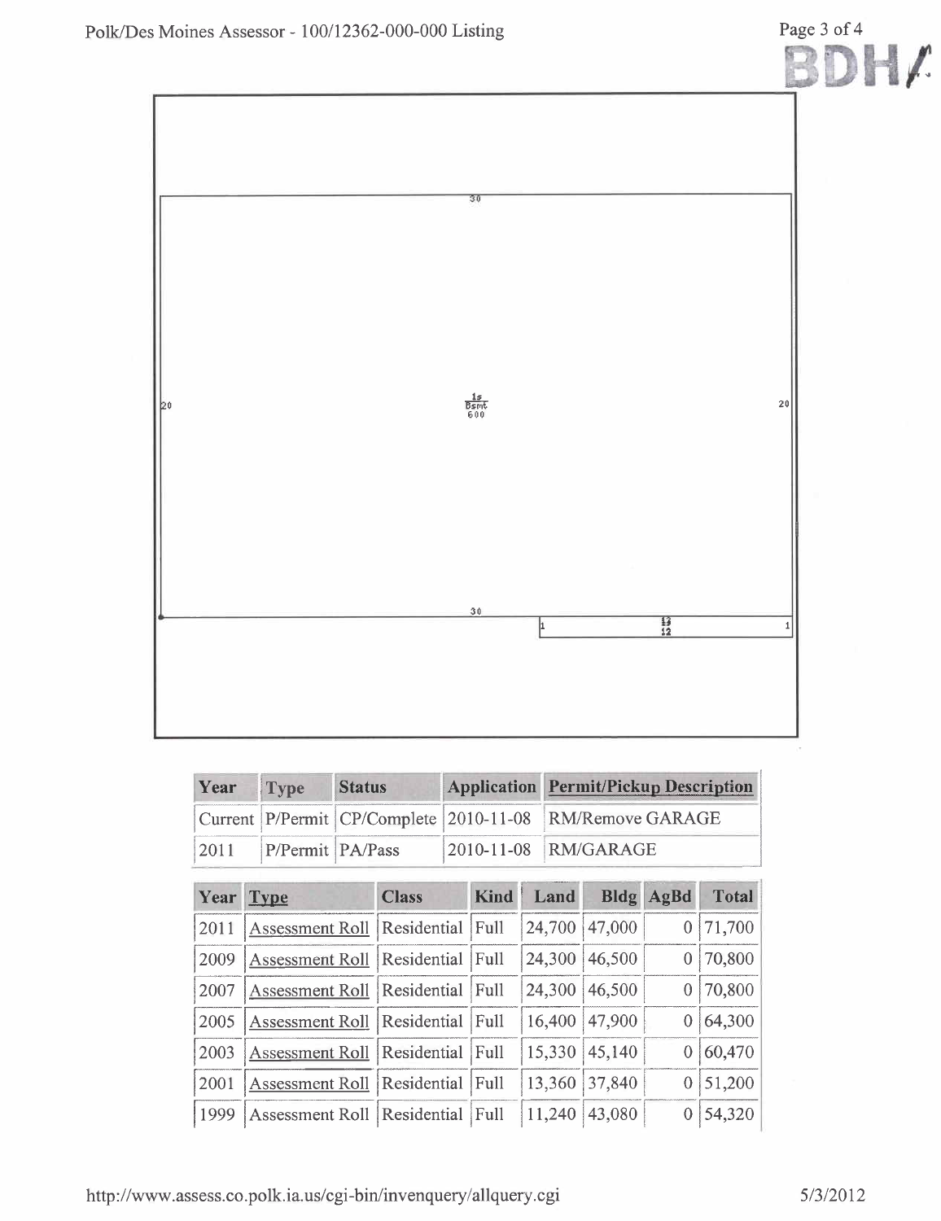| Year | Type | Status | Application | Permit/Pickup Description |
|---|---|---|---|---|
| Current | P/Permit | CP/Complete | 2010-11-08 | RM/Remove GARAGE |
| 2011 | P/Permit | PA/Pass | 2010-11-08 | RM/GARAGE |

| Year | Type | Class | Kind | Land | Bldg | AgBd | Total |
|---|---|---|---|---|---|---|---|
| 2011 | Assessment Roll | Residential | Full | 24,700 | 47,000 | 0 | 71,700 |
| 2009 | Assessment Roll | Residential | Full | 24,300 | 46,500 | 0 | 70,800 |
| 2007 | Assessment Roll | Residential | Full | 24,300 | 46,500 | 0 | 70,800 |
| 2005 | Assessment Roll | Residential | Full | 16,400 | 47,900 | 0 | 64,300 |
| 2003 | Assessment Roll | Residential | Full | 15,330 | 45,140 | 0 | 60,470 |
| 2001 | Assessment Roll | Residential | Full | 13,360 | 37,840 | 0 | 51,200 |
| 1999 | Assessment Roll | Residential | Full | 11,240 | 43,080 | 0 | 54,320 |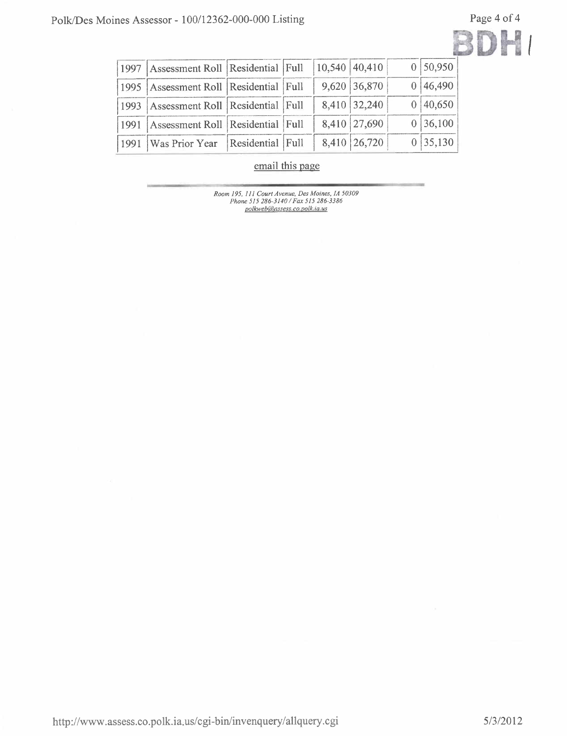| 1997 | Assessment Roll | Residential | Full | 10,540 | 40,410 | 0 | 50,950 |
|---|---|---|---|---|---|---|---|
| 1995 | Assessment Roll | Residential | Full | 9,620 | 36,870 | 0 | 46,490 |
| 1993 | Assessment Roll | Residential | Full | 8,410 | 32,240 | 0 | 40,650 |
| 1991 | Assessment Roll | Residential | Full | 8,410 | 27,690 | 0 | 36,100 |
| 1991 | Was Prior Year | Residential | Full | 8,410 | 26,720 | 0 | 35,130 |

email this page

*Room 195, 111 Court Avenue, Des Moines, IA 50309*
*Phone 515 286-3140 / Fax 515 286-3386*
*polkweb@assess.co.polk.ia.us*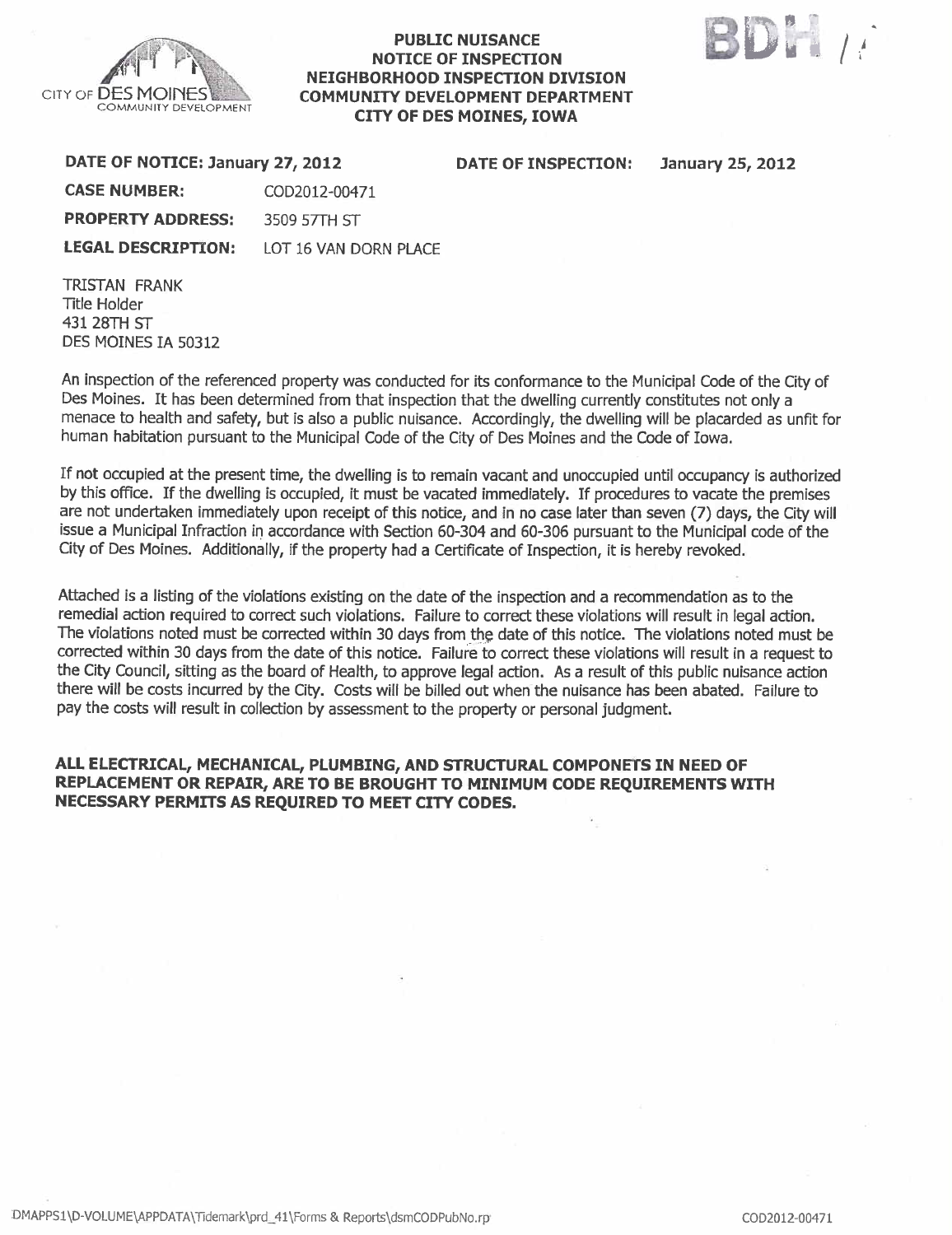CITY OF DES MOINES COMMUNITY DEVELOPMENT

**PUBLIC NUISANCE**
**NOTICE OF INSPECTION**
**NEIGHBORHOOD INSPECTION DIVISION**
**COMMUNITY DEVELOPMENT DEPARTMENT**
**CITY OF DES MOINES, IOWA**

BDH 14

**DATE OF NOTICE: January 27, 2012** **DATE OF INSPECTION:** **January 25, 2012**

**CASE NUMBER:** COD2012-00471

**PROPERTY ADDRESS:** 3509 57TH ST

**LEGAL DESCRIPTION:** LOT 16 VAN DORN PLACE

TRISTAN FRANK
Title Holder
431 28TH ST
DES MOINES IA 50312

An inspection of the referenced property was conducted for its conformance to the Municipal Code of the City of Des Moines. It has been determined from that inspection that the dwelling currently constitutes not only a menace to health and safety, but is also a public nuisance. Accordingly, the dwelling will be placarded as unfit for human habitation pursuant to the Municipal Code of the City of Des Moines and the Code of Iowa.

If not occupied at the present time, the dwelling is to remain vacant and unoccupied until occupancy is authorized by this office. If the dwelling is occupied, it must be vacated immediately. If procedures to vacate the premises are not undertaken immediately upon receipt of this notice, and in no case later than seven (7) days, the City will issue a Municipal Infraction in accordance with Section 60-304 and 60-306 pursuant to the Municipal code of the City of Des Moines. Additionally, if the property had a Certificate of Inspection, it is hereby revoked.

Attached is a listing of the violations existing on the date of the inspection and a recommendation as to the remedial action required to correct such violations. Failure to correct these violations will result in legal action. The violations noted must be corrected within 30 days from the date of this notice. The violations noted must be corrected within 30 days from the date of this notice. Failure to correct these violations will result in a request to the City Council, sitting as the board of Health, to approve legal action. As a result of this public nuisance action there will be costs incurred by the City. Costs will be billed out when the nuisance has been abated. Failure to pay the costs will result in collection by assessment to the property or personal judgment.

**ALL ELECTRICAL, MECHANICAL, PLUMBING, AND STRUCTURAL COMPONETS IN NEED OF REPLACEMENT OR REPAIR, ARE TO BE BROUGHT TO MINIMUM CODE REQUIREMENTS WITH NECESSARY PERMITS AS REQUIRED TO MEET CITY CODES.**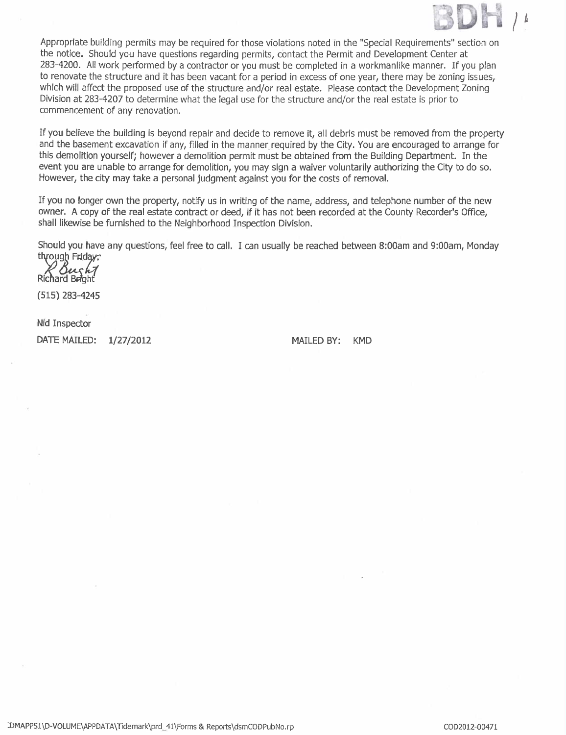Appropriate building permits may be required for those violations noted in the "Special Requirements" section on the notice. Should you have questions regarding permits, contact the Permit and Development Center at 283-4200. All work performed by a contractor or you must be completed in a workmanlike manner. If you plan to renovate the structure and it has been vacant for a period in excess of one year, there may be zoning issues, which will affect the proposed use of the structure and/or real estate. Please contact the Development Zoning Division at 283-4207 to determine what the legal use for the structure and/or the real estate is prior to commencement of any renovation.

If you believe the building is beyond repair and decide to remove it, all debris must be removed from the property and the basement excavation if any, filled in the manner required by the City. You are encouraged to arrange for this demolition yourself; however a demolition permit must be obtained from the Building Department. In the event you are unable to arrange for demolition, you may sign a waiver voluntarily authorizing the City to do so. However, the city may take a personal judgment against you for the costs of removal.

If you no longer own the property, notify us in writing of the name, address, and telephone number of the new owner. A copy of the real estate contract or deed, if it has not been recorded at the County Recorder's Office, shall likewise be furnished to the Neighborhood Inspection Division.

Should you have any questions, feel free to call. I can usually be reached between 8:00am and 9:00am, Monday through Friday.

Richard Bright

(515) 283-4245

Nid Inspector

DATE MAILED: 1/27/2012 MAILED BY: KMD

DMAPPS1\D-VOLUME\APPDATA\Tidemark\prd_41\Forms & Reports\dsmCODPubNo.rp COD2012-00471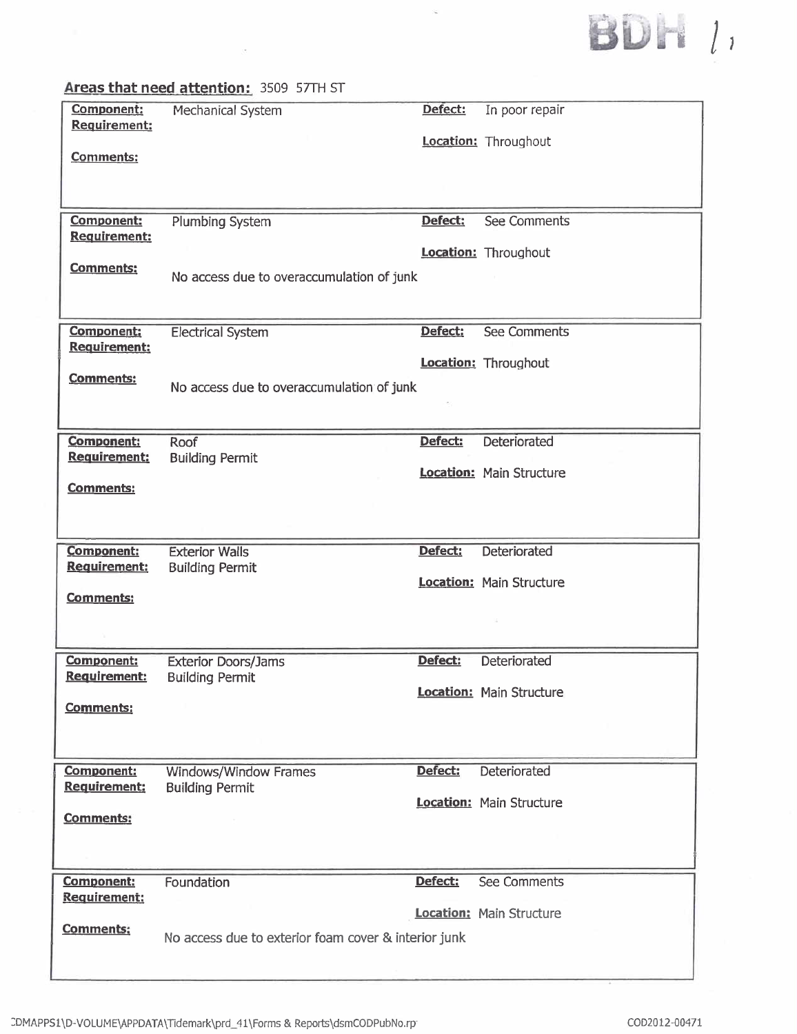BDH 11

**Areas that need attention:** 3509 57TH ST

| | | | |
|---|---|---|---|
| **Component:** | Mechanical System | **Defect:** | In poor repair |
| **Requirement:** | | **Location:** | Throughout |
| **Comments:** | | | |

| | | | |
|---|---|---|---|
| **Component:** | Plumbing System | **Defect:** | See Comments |
| **Requirement:** | | **Location:** | Throughout |
| **Comments:** | No access due to overaccumulation of junk | | |

| | | | |
|---|---|---|---|
| **Component:** | Electrical System | **Defect:** | See Comments |
| **Requirement:** | | **Location:** | Throughout |
| **Comments:** | No access due to overaccumulation of junk | | |

| | | | |
|---|---|---|---|
| **Component:** | Roof | **Defect:** | Deteriorated |
| **Requirement:** | Building Permit | **Location:** | Main Structure |
| **Comments:** | | | |

| | | | |
|---|---|---|---|
| **Component:** | Exterior Walls | **Defect:** | Deteriorated |
| **Requirement:** | Building Permit | **Location:** | Main Structure |
| **Comments:** | | | |

| | | | |
|---|---|---|---|
| **Component:** | Exterior Doors/Jams | **Defect:** | Deteriorated |
| **Requirement:** | Building Permit | **Location:** | Main Structure |
| **Comments:** | | | |

| | | | |
|---|---|---|---|
| **Component:** | Windows/Window Frames | **Defect:** | Deteriorated |
| **Requirement:** | Building Permit | **Location:** | Main Structure |
| **Comments:** | | | |

| | | | |
|---|---|---|---|
| **Component:** | Foundation | **Defect:** | See Comments |
| **Requirement:** | | **Location:** | Main Structure |
| **Comments:** | No access due to exterior foam cover & interior junk | | |

CDMAPPS1\D-VOLUME\APPDATA\Tidemark\prd_41\Forms & Reports\dsmCODPubNo.rp

COD2012-00471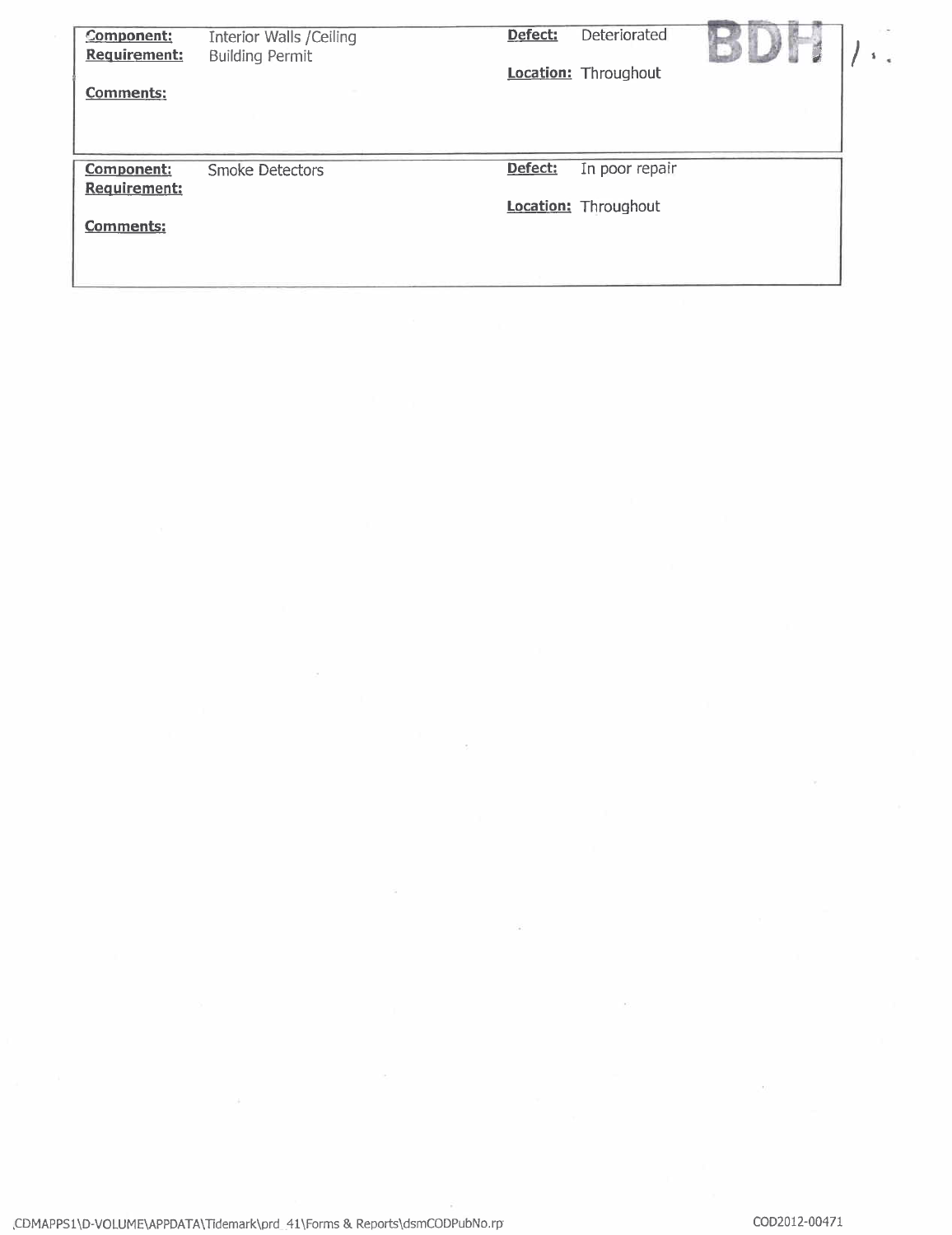**Component:** Interior Walls /Ceiling  
**Requirement:** Building Permit  
**Defect:** Deteriorated  
**Location:** Throughout  
**Comments:**

BDH

---

**Component:** Smoke Detectors  
**Requirement:**  
**Defect:** In poor repair  
**Location:** Throughout  
**Comments:**

---

\CDMAPPS1\D-VOLUME\APPDATA\Tidemark\prd_41\Forms & Reports\dsmCODPubNo.rp

COD2012-00471